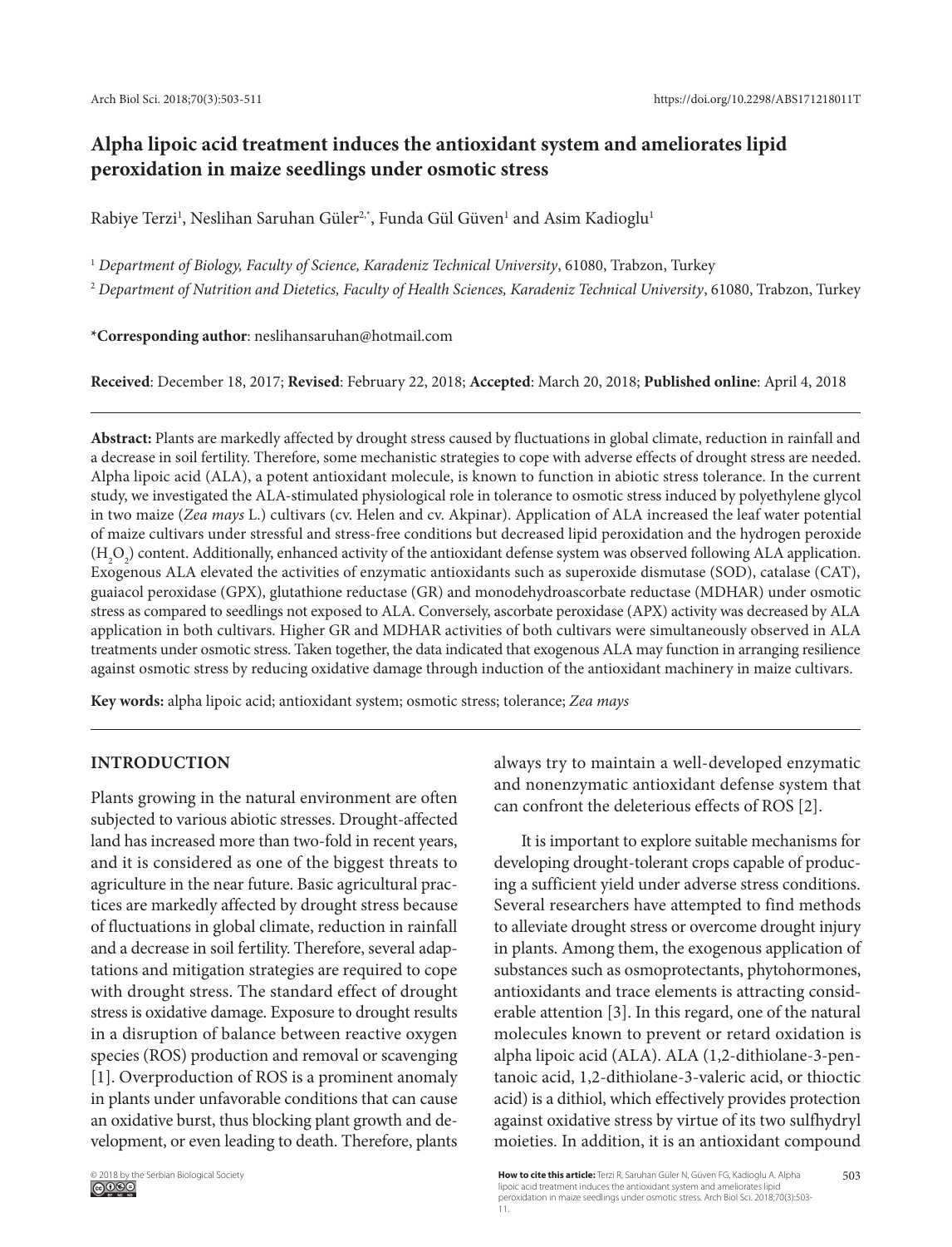# Alpha lipoic acid treatment induces the antioxidant system and ameliorates lipid peroxidation in maize seedlings under osmotic stress

Rabiye Terzi[1], Neslihan Saruhan Güler[2,*], Funda Gül Güven[1] and Asim Kadioglu[1]

[1] *Department of Biology, Faculty of Science, Karadeniz Technical University*, 61080, Trabzon, Turkey

[2] *Department of Nutrition and Dietetics, Faculty of Health Sciences, Karadeniz Technical University*, 61080, Trabzon, Turkey

***Corresponding author**: neslihansaruhan@hotmail.com

**Received**: December 18, 2017; **Revised**: February 22, 2018; **Accepted**: March 20, 2018; **Published online**: April 4, 2018

**Abstract:** Plants are markedly affected by drought stress caused by fluctuations in global climate, reduction in rainfall and a decrease in soil fertility. Therefore, some mechanistic strategies to cope with adverse effects of drought stress are needed. Alpha lipoic acid (ALA), a potent antioxidant molecule, is known to function in abiotic stress tolerance. In the current study, we investigated the ALA-stimulated physiological role in tolerance to osmotic stress induced by polyethylene glycol in two maize (*Zea mays* L.) cultivars (cv. Helen and cv. Akpinar). Application of ALA increased the leaf water potential of maize cultivars under stressful and stress-free conditions but decreased lipid peroxidation and the hydrogen peroxide ($H_2O_2$) content. Additionally, enhanced activity of the antioxidant defense system was observed following ALA application. Exogenous ALA elevated the activities of enzymatic antioxidants such as superoxide dismutase (SOD), catalase (CAT), guaiacol peroxidase (GPX), glutathione reductase (GR) and monodehydroascorbate reductase (MDHAR) under osmotic stress as compared to seedlings not exposed to ALA. Conversely, ascorbate peroxidase (APX) activity was decreased by ALA application in both cultivars. Higher GR and MDHAR activities of both cultivars were simultaneously observed in ALA treatments under osmotic stress. Taken together, the data indicated that exogenous ALA may function in arranging resilience against osmotic stress by reducing oxidative damage through induction of the antioxidant machinery in maize cultivars.

**Key words:** alpha lipoic acid; antioxidant system; osmotic stress; tolerance; *Zea mays*

## INTRODUCTION

Plants growing in the natural environment are often subjected to various abiotic stresses. Drought-affected land has increased more than two-fold in recent years, and it is considered as one of the biggest threats to agriculture in the near future. Basic agricultural practices are markedly affected by drought stress because of fluctuations in global climate, reduction in rainfall and a decrease in soil fertility. Therefore, several adaptations and mitigation strategies are required to cope with drought stress. The standard effect of drought stress is oxidative damage. Exposure to drought results in a disruption of balance between reactive oxygen species (ROS) production and removal or scavenging [1]. Overproduction of ROS is a prominent anomaly in plants under unfavorable conditions that can cause an oxidative burst, thus blocking plant growth and development, or even leading to death. Therefore, plants always try to maintain a well-developed enzymatic and nonenzymatic antioxidant defense system that can confront the deleterious effects of ROS [2].

It is important to explore suitable mechanisms for developing drought-tolerant crops capable of producing a sufficient yield under adverse stress conditions. Several researchers have attempted to find methods to alleviate drought stress or overcome drought injury in plants. Among them, the exogenous application of substances such as osmoprotectants, phytohormones, antioxidants and trace elements is attracting considerable attention [3]. In this regard, one of the natural molecules known to prevent or retard oxidation is alpha lipoic acid (ALA). ALA (1,2-dithiolane-3-pentanoic acid, 1,2-dithiolane-3-valeric acid, or thioctic acid) is a dithiol, which effectively provides protection against oxidative stress by virtue of its two sulfhydryl moieties. In addition, it is an antioxidant compound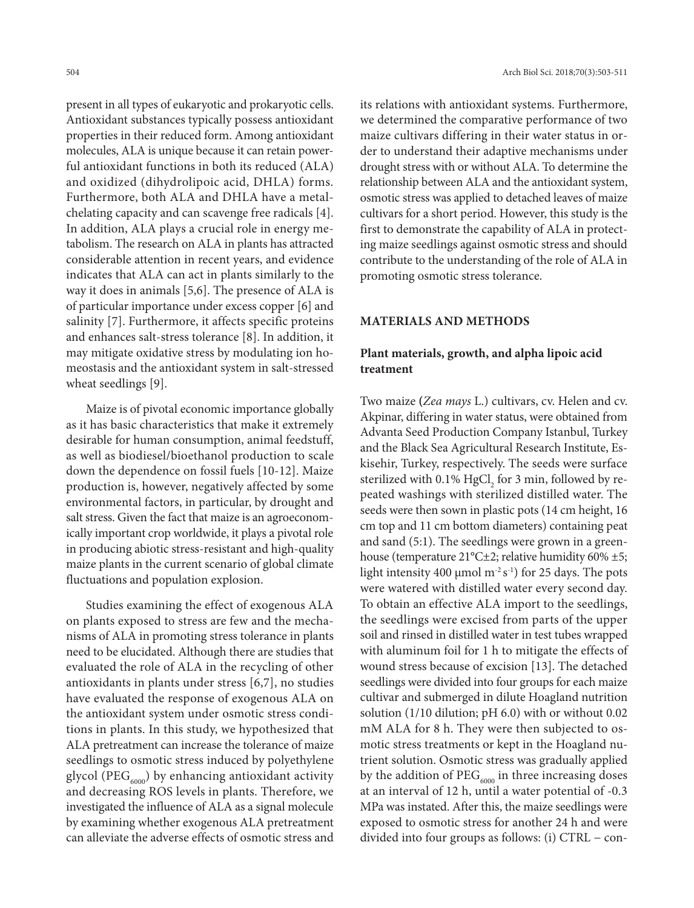present in all types of eukaryotic and prokaryotic cells. Antioxidant substances typically possess antioxidant properties in their reduced form. Among antioxidant molecules, ALA is unique because it can retain powerful antioxidant functions in both its reduced (ALA) and oxidized (dihydrolipoic acid, DHLA) forms. Furthermore, both ALA and DHLA have a metal-chelating capacity and can scavenge free radicals [4]. In addition, ALA plays a crucial role in energy metabolism. The research on ALA in plants has attracted considerable attention in recent years, and evidence indicates that ALA can act in plants similarly to the way it does in animals [5,6]. The presence of ALA is of particular importance under excess copper [6] and salinity [7]. Furthermore, it affects specific proteins and enhances salt-stress tolerance [8]. In addition, it may mitigate oxidative stress by modulating ion homeostasis and the antioxidant system in salt-stressed wheat seedlings [9].

Maize is of pivotal economic importance globally as it has basic characteristics that make it extremely desirable for human consumption, animal feedstuff, as well as biodiesel/bioethanol production to scale down the dependence on fossil fuels [10-12]. Maize production is, however, negatively affected by some environmental factors, in particular, by drought and salt stress. Given the fact that maize is an agroeconomically important crop worldwide, it plays a pivotal role in producing abiotic stress-resistant and high-quality maize plants in the current scenario of global climate fluctuations and population explosion.

Studies examining the effect of exogenous ALA on plants exposed to stress are few and the mechanisms of ALA in promoting stress tolerance in plants need to be elucidated. Although there are studies that evaluated the role of ALA in the recycling of other antioxidants in plants under stress [6,7], no studies have evaluated the response of exogenous ALA on the antioxidant system under osmotic stress conditions in plants. In this study, we hypothesized that ALA pretreatment can increase the tolerance of maize seedlings to osmotic stress induced by polyethylene glycol ($PEG_{6000}$) by enhancing antioxidant activity and decreasing ROS levels in plants. Therefore, we investigated the influence of ALA as a signal molecule by examining whether exogenous ALA pretreatment can alleviate the adverse effects of osmotic stress and its relations with antioxidant systems. Furthermore, we determined the comparative performance of two maize cultivars differing in their water status in order to understand their adaptive mechanisms under drought stress with or without ALA. To determine the relationship between ALA and the antioxidant system, osmotic stress was applied to detached leaves of maize cultivars for a short period. However, this study is the first to demonstrate the capability of ALA in protecting maize seedlings against osmotic stress and should contribute to the understanding of the role of ALA in promoting osmotic stress tolerance.

## MATERIALS AND METHODS

### Plant materials, growth, and alpha lipoic acid treatment

Two maize (*Zea mays* L.) cultivars, cv. Helen and cv. Akpinar, differing in water status, were obtained from Advanta Seed Production Company Istanbul, Turkey and the Black Sea Agricultural Research Institute, Eskisehir, Turkey, respectively. The seeds were surface sterilized with 0.1% $HgCl_2$ for 3 min, followed by repeated washings with sterilized distilled water. The seeds were then sown in plastic pots (14 cm height, 16 cm top and 11 cm bottom diameters) containing peat and sand (5:1). The seedlings were grown in a greenhouse (temperature 21°C±2; relative humidity 60% ±5; light intensity 400 μmol $m^{-2}$ $s^{-1}$) for 25 days. The pots were watered with distilled water every second day. To obtain an effective ALA import to the seedlings, the seedlings were excised from parts of the upper soil and rinsed in distilled water in test tubes wrapped with aluminum foil for 1 h to mitigate the effects of wound stress because of excision [13]. The detached seedlings were divided into four groups for each maize cultivar and submerged in dilute Hoagland nutrition solution (1/10 dilution; pH 6.0) with or without 0.02 mM ALA for 8 h. They were then subjected to osmotic stress treatments or kept in the Hoagland nutrient solution. Osmotic stress was gradually applied by the addition of $PEG_{6000}$ in three increasing doses at an interval of 12 h, until a water potential of -0.3 MPa was instated. After this, the maize seedlings were exposed to osmotic stress for another 24 h and were divided into four groups as follows: (i) CTRL – con-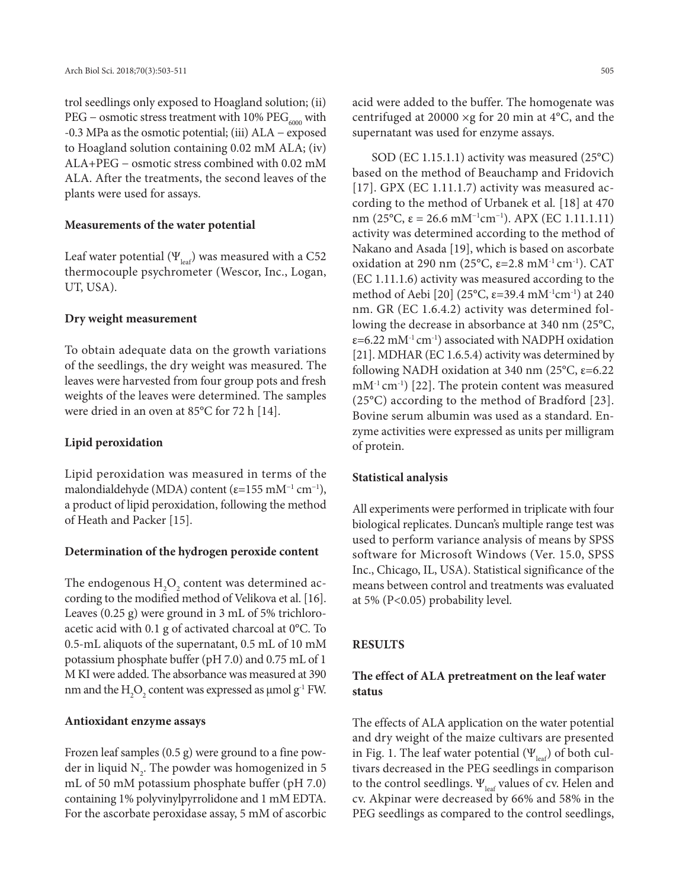trol seedlings only exposed to Hoagland solution; (ii) PEG – osmotic stress treatment with 10% $PEG_{6000}$ with -0.3 MPa as the osmotic potential; (iii) ALA – exposed to Hoagland solution containing 0.02 mM ALA; (iv) ALA+PEG – osmotic stress combined with 0.02 mM ALA. After the treatments, the second leaves of the plants were used for assays.

### Measurements of the water potential

Leaf water potential ($\Psi_{leaf}$) was measured with a C52 thermocouple psychrometer (Wescor, Inc., Logan, UT, USA).

### Dry weight measurement

To obtain adequate data on the growth variations of the seedlings, the dry weight was measured. The leaves were harvested from four group pots and fresh weights of the leaves were determined. The samples were dried in an oven at 85°C for 72 h [14].

### Lipid peroxidation

Lipid peroxidation was measured in terms of the malondialdehyde (MDA) content ($\varepsilon$=155 $mM^{-1}$ $cm^{-1}$), a product of lipid peroxidation, following the method of Heath and Packer [15].

### Determination of the hydrogen peroxide content

The endogenous $H_2O_2$ content was determined according to the modified method of Velikova et al. [16]. Leaves (0.25 g) were ground in 3 mL of 5% trichloroacetic acid with 0.1 g of activated charcoal at 0°C. To 0.5-mL aliquots of the supernatant, 0.5 mL of 10 mM potassium phosphate buffer (pH 7.0) and 0.75 mL of 1 M KI were added. The absorbance was measured at 390 nm and the $H_2O_2$ content was expressed as μmol $g^{-1}$ FW.

### Antioxidant enzyme assays

Frozen leaf samples (0.5 g) were ground to a fine powder in liquid $N_2$. The powder was homogenized in 5 mL of 50 mM potassium phosphate buffer (pH 7.0) containing 1% polyvinylpyrrolidone and 1 mM EDTA. For the ascorbate peroxidase assay, 5 mM of ascorbic acid were added to the buffer. The homogenate was centrifuged at 20000 ×g for 20 min at 4°C, and the supernatant was used for enzyme assays.

SOD (EC 1.15.1.1) activity was measured (25°C) based on the method of Beauchamp and Fridovich [17]. GPX (EC 1.11.1.7) activity was measured according to the method of Urbanek et al. [18] at 470 nm (25°C, $\varepsilon$ = 26.6 $mM^{-1}cm^{-1}$). APX (EC 1.11.1.11) activity was determined according to the method of Nakano and Asada [19], which is based on ascorbate oxidation at 290 nm (25°C, $\varepsilon$=2.8 $mM^{-1}$ $cm^{-1}$). CAT (EC 1.11.1.6) activity was measured according to the method of Aebi [20] (25°C, $\varepsilon$=39.4 $mM^{-1}cm^{-1}$) at 240 nm. GR (EC 1.6.4.2) activity was determined following the decrease in absorbance at 340 nm (25°C, $\varepsilon$=6.22 $mM^{-1}$ $cm^{-1}$) associated with NADPH oxidation [21]. MDHAR (EC 1.6.5.4) activity was determined by following NADH oxidation at 340 nm (25°C, $\varepsilon$=6.22 $mM^{-1}$ $cm^{-1}$) [22]. The protein content was measured (25°C) according to the method of Bradford [23]. Bovine serum albumin was used as a standard. Enzyme activities were expressed as units per milligram of protein.

### Statistical analysis

All experiments were performed in triplicate with four biological replicates. Duncan's multiple range test was used to perform variance analysis of means by SPSS software for Microsoft Windows (Ver. 15.0, SPSS Inc., Chicago, IL, USA). Statistical significance of the means between control and treatments was evaluated at 5% ($P<0.05$) probability level.

## RESULTS

### The effect of ALA pretreatment on the leaf water status

The effects of ALA application on the water potential and dry weight of the maize cultivars are presented in Fig. 1. The leaf water potential ($\Psi_{leaf}$) of both cultivars decreased in the PEG seedlings in comparison to the control seedlings. $\Psi_{leaf}$ values of cv. Helen and cv. Akpinar were decreased by 66% and 58% in the PEG seedlings as compared to the control seedlings,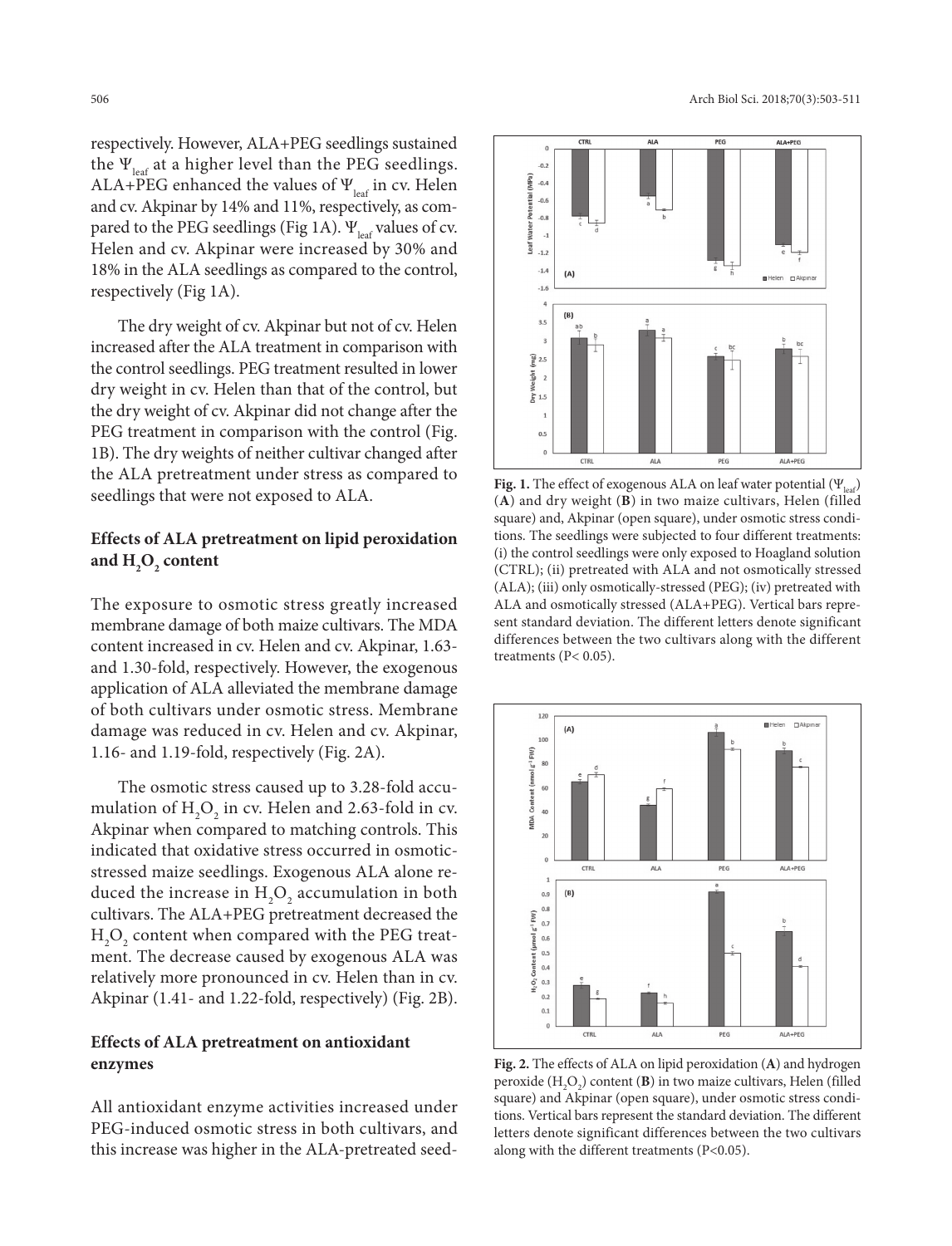respectively. However, ALA+PEG seedlings sustained the $\Psi_{leaf}$ at a higher level than the PEG seedlings. ALA+PEG enhanced the values of $\Psi_{leaf}$ in cv. Helen and cv. Akpinar by 14% and 11%, respectively, as compared to the PEG seedlings (Fig 1A). $\Psi_{leaf}$ values of cv. Helen and cv. Akpinar were increased by 30% and 18% in the ALA seedlings as compared to the control, respectively (Fig 1A).

The dry weight of cv. Akpinar but not of cv. Helen increased after the ALA treatment in comparison with the control seedlings. PEG treatment resulted in lower dry weight in cv. Helen than that of the control, but the dry weight of cv. Akpinar did not change after the PEG treatment in comparison with the control (Fig. 1B). The dry weights of neither cultivar changed after the ALA pretreatment under stress as compared to seedlings that were not exposed to ALA.

**Fig. 1.** The effect of exogenous ALA on leaf water potential ($\Psi_{leaf}$) (**A**) and dry weight (**B**) in two maize cultivars, Helen (filled square) and, Akpinar (open square), under osmotic stress conditions. The seedlings were subjected to four different treatments: (i) the control seedlings were only exposed to Hoagland solution (CTRL); (ii) pretreated with ALA and not osmotically stressed (ALA); (iii) only osmotically-stressed (PEG); (iv) pretreated with ALA and osmotically stressed (ALA+PEG). Vertical bars represent standard deviation. The different letters denote significant differences between the two cultivars along with the different treatments (P< 0.05).

## Effects of ALA pretreatment on lipid peroxidation and $H_2O_2$ content

The exposure to osmotic stress greatly increased membrane damage of both maize cultivars. The MDA content increased in cv. Helen and cv. Akpinar, 1.63- and 1.30-fold, respectively. However, the exogenous application of ALA alleviated the membrane damage of both cultivars under osmotic stress. Membrane damage was reduced in cv. Helen and cv. Akpinar, 1.16- and 1.19-fold, respectively (Fig. 2A).

The osmotic stress caused up to 3.28-fold accumulation of $H_2O_2$ in cv. Helen and 2.63-fold in cv. Akpinar when compared to matching controls. This indicated that oxidative stress occurred in osmotic-stressed maize seedlings. Exogenous ALA alone reduced the increase in $H_2O_2$ accumulation in both cultivars. The ALA+PEG pretreatment decreased the $H_2O_2$ content when compared with the PEG treatment. The decrease caused by exogenous ALA was relatively more pronounced in cv. Helen than in cv. Akpinar (1.41- and 1.22-fold, respectively) (Fig. 2B).

**Fig. 2.** The effects of ALA on lipid peroxidation (**A**) and hydrogen peroxide ($H_2O_2$) content (**B**) in two maize cultivars, Helen (filled square) and Akpinar (open square), under osmotic stress conditions. Vertical bars represent the standard deviation. The different letters denote significant differences between the two cultivars along with the different treatments (P<0.05).

## Effects of ALA pretreatment on antioxidant enzymes

All antioxidant enzyme activities increased under PEG-induced osmotic stress in both cultivars, and this increase was higher in the ALA-pretreated seed-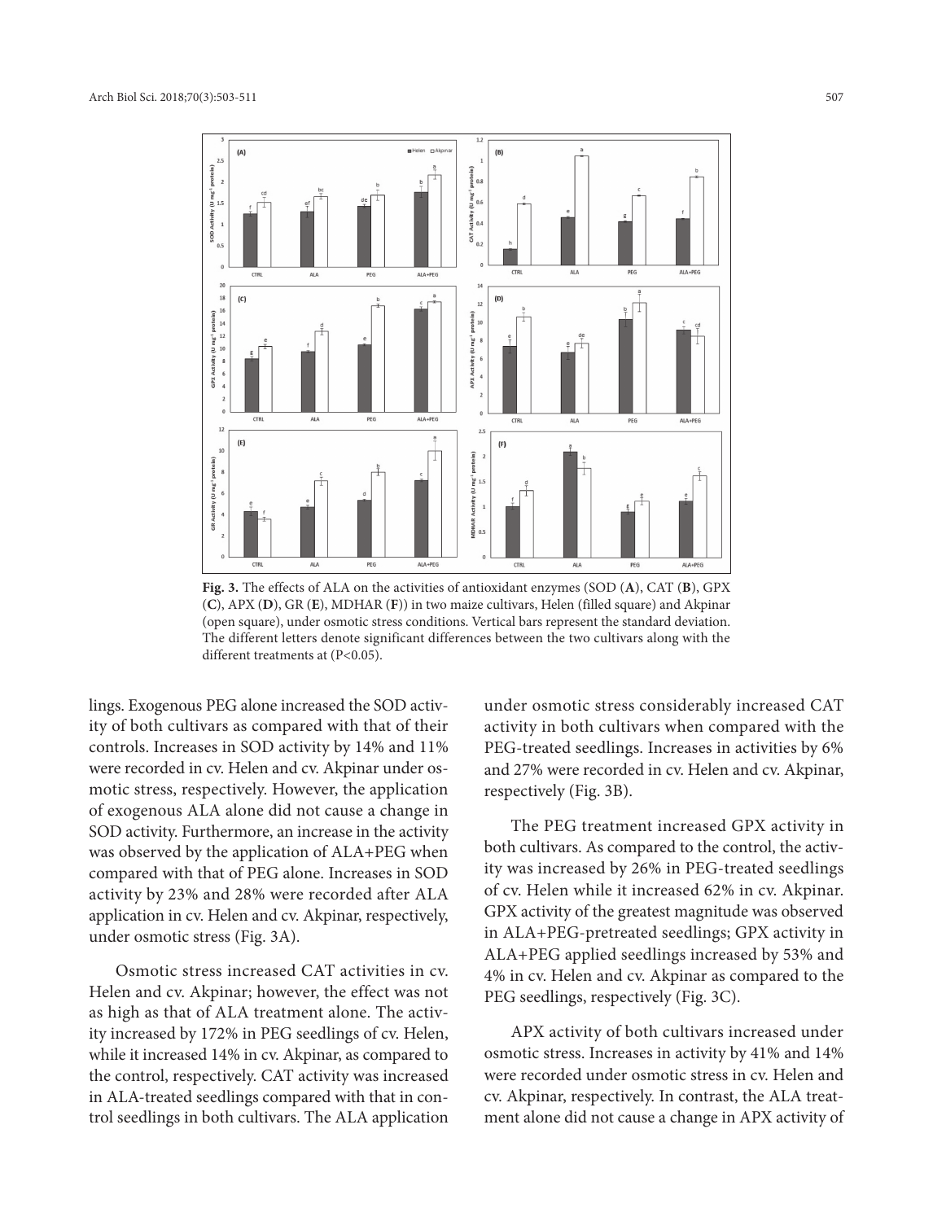**Fig. 3.** The effects of ALA on the activities of antioxidant enzymes (SOD (**A**), CAT (**B**), GPX (**C**), APX (**D**), GR (**E**), MDHAR (**F**)) in two maize cultivars, Helen (filled square) and Akpinar (open square), under osmotic stress conditions. Vertical bars represent the standard deviation. The different letters denote significant differences between the two cultivars along with the different treatments at (P<0.05).

lings. Exogenous PEG alone increased the SOD activity of both cultivars as compared with that of their controls. Increases in SOD activity by 14% and 11% were recorded in cv. Helen and cv. Akpinar under osmotic stress, respectively. However, the application of exogenous ALA alone did not cause a change in SOD activity. Furthermore, an increase in the activity was observed by the application of ALA+PEG when compared with that of PEG alone. Increases in SOD activity by 23% and 28% were recorded after ALA application in cv. Helen and cv. Akpinar, respectively, under osmotic stress (Fig. 3A).

Osmotic stress increased CAT activities in cv. Helen and cv. Akpinar; however, the effect was not as high as that of ALA treatment alone. The activity increased by 172% in PEG seedlings of cv. Helen, while it increased 14% in cv. Akpinar, as compared to the control, respectively. CAT activity was increased in ALA-treated seedlings compared with that in control seedlings in both cultivars. The ALA application under osmotic stress considerably increased CAT activity in both cultivars when compared with the PEG-treated seedlings. Increases in activities by 6% and 27% were recorded in cv. Helen and cv. Akpinar, respectively (Fig. 3B).

The PEG treatment increased GPX activity in both cultivars. As compared to the control, the activity was increased by 26% in PEG-treated seedlings of cv. Helen while it increased 62% in cv. Akpinar. GPX activity of the greatest magnitude was observed in ALA+PEG-pretreated seedlings; GPX activity in ALA+PEG applied seedlings increased by 53% and 4% in cv. Helen and cv. Akpinar as compared to the PEG seedlings, respectively (Fig. 3C).

APX activity of both cultivars increased under osmotic stress. Increases in activity by 41% and 14% were recorded under osmotic stress in cv. Helen and cv. Akpinar, respectively. In contrast, the ALA treatment alone did not cause a change in APX activity of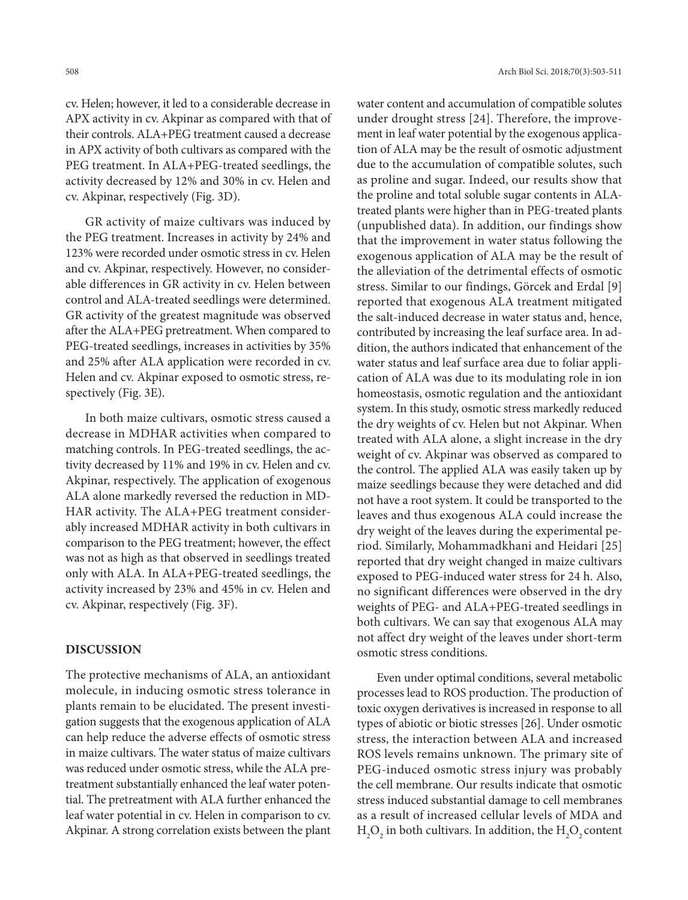cv. Helen; however, it led to a considerable decrease in APX activity in cv. Akpinar as compared with that of their controls. ALA+PEG treatment caused a decrease in APX activity of both cultivars as compared with the PEG treatment. In ALA+PEG-treated seedlings, the activity decreased by 12% and 30% in cv. Helen and cv. Akpinar, respectively (Fig. 3D).

GR activity of maize cultivars was induced by the PEG treatment. Increases in activity by 24% and 123% were recorded under osmotic stress in cv. Helen and cv. Akpinar, respectively. However, no considerable differences in GR activity in cv. Helen between control and ALA-treated seedlings were determined. GR activity of the greatest magnitude was observed after the ALA+PEG pretreatment. When compared to PEG-treated seedlings, increases in activities by 35% and 25% after ALA application were recorded in cv. Helen and cv. Akpinar exposed to osmotic stress, respectively (Fig. 3E).

In both maize cultivars, osmotic stress caused a decrease in MDHAR activities when compared to matching controls. In PEG-treated seedlings, the activity decreased by 11% and 19% in cv. Helen and cv. Akpinar, respectively. The application of exogenous ALA alone markedly reversed the reduction in MDHAR activity. The ALA+PEG treatment considerably increased MDHAR activity in both cultivars in comparison to the PEG treatment; however, the effect was not as high as that observed in seedlings treated only with ALA. In ALA+PEG-treated seedlings, the activity increased by 23% and 45% in cv. Helen and cv. Akpinar, respectively (Fig. 3F).

## DISCUSSION

The protective mechanisms of ALA, an antioxidant molecule, in inducing osmotic stress tolerance in plants remain to be elucidated. The present investigation suggests that the exogenous application of ALA can help reduce the adverse effects of osmotic stress in maize cultivars. The water status of maize cultivars was reduced under osmotic stress, while the ALA pretreatment substantially enhanced the leaf water potential. The pretreatment with ALA further enhanced the leaf water potential in cv. Helen in comparison to cv. Akpinar. A strong correlation exists between the plant water content and accumulation of compatible solutes under drought stress [24]. Therefore, the improvement in leaf water potential by the exogenous application of ALA may be the result of osmotic adjustment due to the accumulation of compatible solutes, such as proline and sugar. Indeed, our results show that the proline and total soluble sugar contents in ALA-treated plants were higher than in PEG-treated plants (unpublished data). In addition, our findings show that the improvement in water status following the exogenous application of ALA may be the result of the alleviation of the detrimental effects of osmotic stress. Similar to our findings, Görcek and Erdal [9] reported that exogenous ALA treatment mitigated the salt-induced decrease in water status and, hence, contributed by increasing the leaf surface area. In addition, the authors indicated that enhancement of the water status and leaf surface area due to foliar application of ALA was due to its modulating role in ion homeostasis, osmotic regulation and the antioxidant system. In this study, osmotic stress markedly reduced the dry weights of cv. Helen but not Akpinar. When treated with ALA alone, a slight increase in the dry weight of cv. Akpinar was observed as compared to the control. The applied ALA was easily taken up by maize seedlings because they were detached and did not have a root system. It could be transported to the leaves and thus exogenous ALA could increase the dry weight of the leaves during the experimental period. Similarly, Mohammadkhani and Heidari [25] reported that dry weight changed in maize cultivars exposed to PEG-induced water stress for 24 h. Also, no significant differences were observed in the dry weights of PEG- and ALA+PEG-treated seedlings in both cultivars. We can say that exogenous ALA may not affect dry weight of the leaves under short-term osmotic stress conditions.

Even under optimal conditions, several metabolic processes lead to ROS production. The production of toxic oxygen derivatives is increased in response to all types of abiotic or biotic stresses [26]. Under osmotic stress, the interaction between ALA and increased ROS levels remains unknown. The primary site of PEG-induced osmotic stress injury was probably the cell membrane. Our results indicate that osmotic stress induced substantial damage to cell membranes as a result of increased cellular levels of MDA and $H_2O_2$ in both cultivars. In addition, the $H_2O_2$ content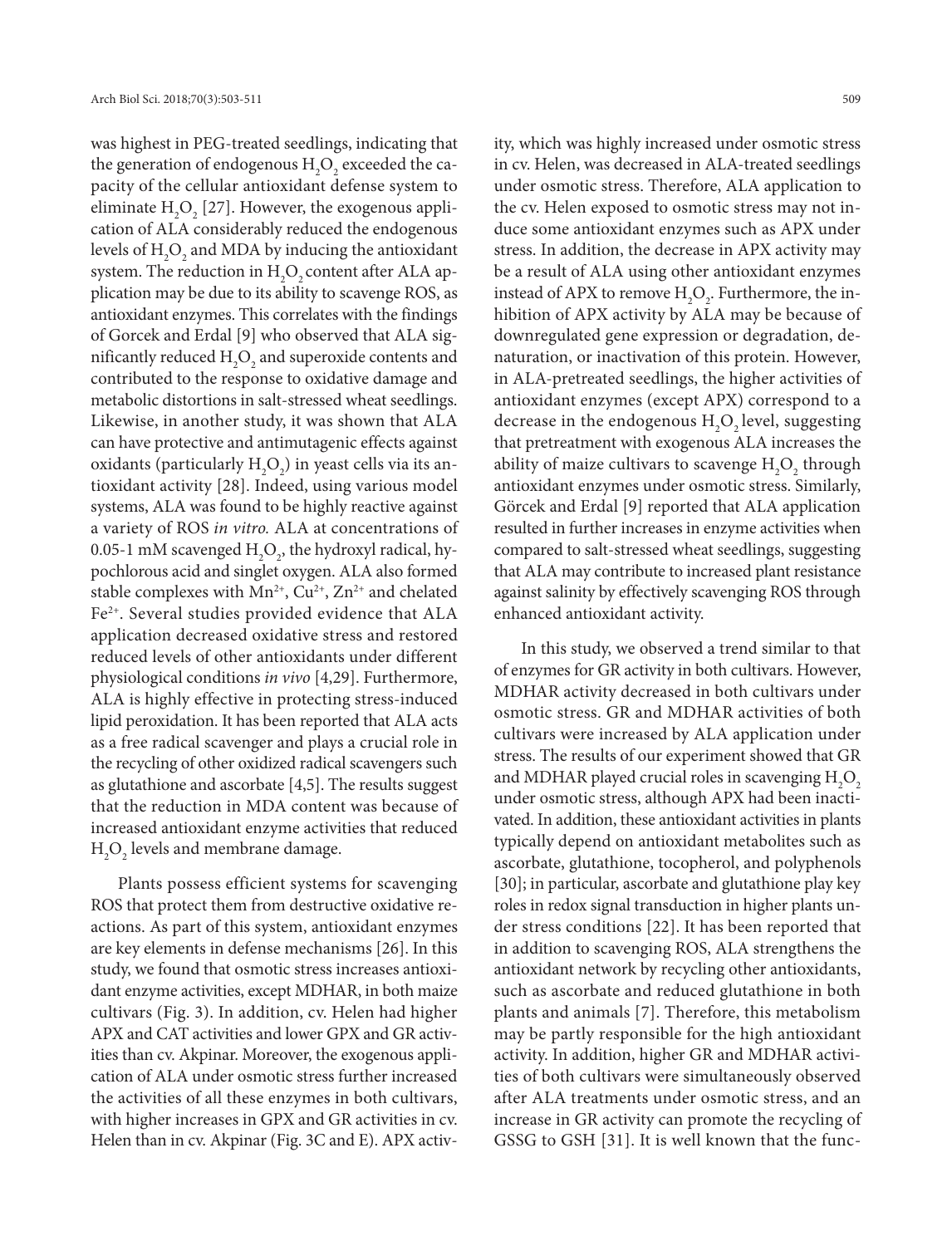was highest in PEG-treated seedlings, indicating that the generation of endogenous $H_2O_2$ exceeded the capacity of the cellular antioxidant defense system to eliminate $H_2O_2$ [27]. However, the exogenous application of ALA considerably reduced the endogenous levels of $H_2O_2$ and MDA by inducing the antioxidant system. The reduction in $H_2O_2$ content after ALA application may be due to its ability to scavenge ROS, as antioxidant enzymes. This correlates with the findings of Gorcek and Erdal [9] who observed that ALA significantly reduced $H_2O_2$ and superoxide contents and contributed to the response to oxidative damage and metabolic distortions in salt-stressed wheat seedlings. Likewise, in another study, it was shown that ALA can have protective and antimutagenic effects against oxidants (particularly $H_2O_2$) in yeast cells via its antioxidant activity [28]. Indeed, using various model systems, ALA was found to be highly reactive against a variety of ROS *in vitro.* ALA at concentrations of 0.05-1 mM scavenged $H_2O_2$, the hydroxyl radical, hypochlorous acid and singlet oxygen. ALA also formed stable complexes with $Mn^{2+}$, $Cu^{2+}$, $Zn^{2+}$ and chelated $Fe^{2+}$. Several studies provided evidence that ALA application decreased oxidative stress and restored reduced levels of other antioxidants under different physiological conditions *in vivo* [4,29]. Furthermore, ALA is highly effective in protecting stress-induced lipid peroxidation. It has been reported that ALA acts as a free radical scavenger and plays a crucial role in the recycling of other oxidized radical scavengers such as glutathione and ascorbate [4,5]. The results suggest that the reduction in MDA content was because of increased antioxidant enzyme activities that reduced $H_2O_2$ levels and membrane damage.

Plants possess efficient systems for scavenging ROS that protect them from destructive oxidative reactions. As part of this system, antioxidant enzymes are key elements in defense mechanisms [26]. In this study, we found that osmotic stress increases antioxidant enzyme activities, except MDHAR, in both maize cultivars (Fig. 3). In addition, cv. Helen had higher APX and CAT activities and lower GPX and GR activities than cv. Akpinar. Moreover, the exogenous application of ALA under osmotic stress further increased the activities of all these enzymes in both cultivars, with higher increases in GPX and GR activities in cv. Helen than in cv. Akpinar (Fig. 3C and E). APX activity, which was highly increased under osmotic stress in cv. Helen, was decreased in ALA-treated seedlings under osmotic stress. Therefore, ALA application to the cv. Helen exposed to osmotic stress may not induce some antioxidant enzymes such as APX under stress. In addition, the decrease in APX activity may be a result of ALA using other antioxidant enzymes instead of APX to remove $H_2O_2$. Furthermore, the inhibition of APX activity by ALA may be because of downregulated gene expression or degradation, denaturation, or inactivation of this protein. However, in ALA-pretreated seedlings, the higher activities of antioxidant enzymes (except APX) correspond to a decrease in the endogenous $H_2O_2$ level, suggesting that pretreatment with exogenous ALA increases the ability of maize cultivars to scavenge $H_2O_2$ through antioxidant enzymes under osmotic stress. Similarly, Görcek and Erdal [9] reported that ALA application resulted in further increases in enzyme activities when compared to salt-stressed wheat seedlings, suggesting that ALA may contribute to increased plant resistance against salinity by effectively scavenging ROS through enhanced antioxidant activity.

In this study, we observed a trend similar to that of enzymes for GR activity in both cultivars. However, MDHAR activity decreased in both cultivars under osmotic stress. GR and MDHAR activities of both cultivars were increased by ALA application under stress. The results of our experiment showed that GR and MDHAR played crucial roles in scavenging $H_2O_2$ under osmotic stress, although APX had been inactivated. In addition, these antioxidant activities in plants typically depend on antioxidant metabolites such as ascorbate, glutathione, tocopherol, and polyphenols [30]; in particular, ascorbate and glutathione play key roles in redox signal transduction in higher plants under stress conditions [22]. It has been reported that in addition to scavenging ROS, ALA strengthens the antioxidant network by recycling other antioxidants, such as ascorbate and reduced glutathione in both plants and animals [7]. Therefore, this metabolism may be partly responsible for the high antioxidant activity. In addition, higher GR and MDHAR activities of both cultivars were simultaneously observed after ALA treatments under osmotic stress, and an increase in GR activity can promote the recycling of GSSG to GSH [31]. It is well known that the func-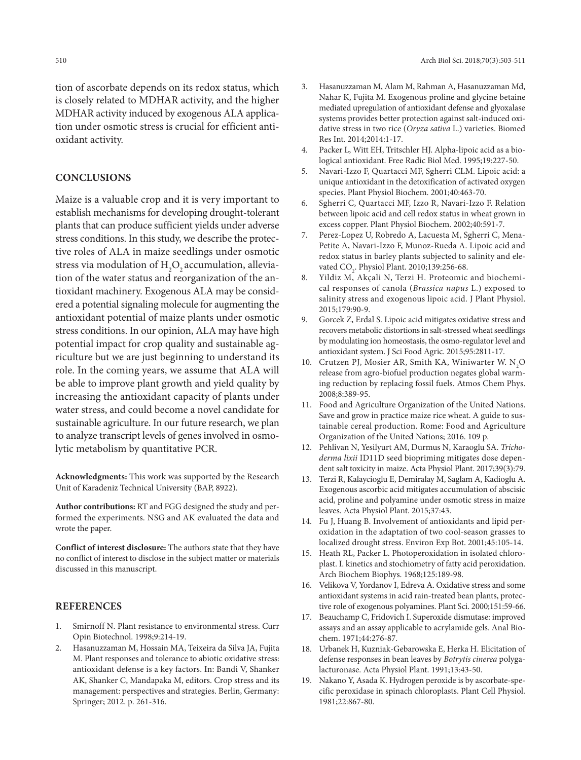tion of ascorbate depends on its redox status, which is closely related to MDHAR activity, and the higher MDHAR activity induced by exogenous ALA application under osmotic stress is crucial for efficient antioxidant activity.

## CONCLUSIONS

Maize is a valuable crop and it is very important to establish mechanisms for developing drought-tolerant plants that can produce sufficient yields under adverse stress conditions. In this study, we describe the protective roles of ALA in maize seedlings under osmotic stress via modulation of $H_2O_2$ accumulation, alleviation of the water status and reorganization of the antioxidant machinery. Exogenous ALA may be considered a potential signaling molecule for augmenting the antioxidant potential of maize plants under osmotic stress conditions. In our opinion, ALA may have high potential impact for crop quality and sustainable agriculture but we are just beginning to understand its role. In the coming years, we assume that ALA will be able to improve plant growth and yield quality by increasing the antioxidant capacity of plants under water stress, and could become a novel candidate for sustainable agriculture. In our future research, we plan to analyze transcript levels of genes involved in osmolytic metabolism by quantitative PCR.

**Acknowledgments:** This work was supported by the Research Unit of Karadeniz Technical University (BAP, 8922).

**Author contributions:** RT and FGG designed the study and performed the experiments. NSG and AK evaluated the data and wrote the paper.

**Conflict of interest disclosure:** The authors state that they have no conflict of interest to disclose in the subject matter or materials discussed in this manuscript.

## REFERENCES

1. Smirnoff N. Plant resistance to environmental stress. Curr Opin Biotechnol. 1998;9:214-19.
2. Hasanuzzaman M, Hossain MA, Teixeira da Silva JA, Fujita M. Plant responses and tolerance to abiotic oxidative stress: antioxidant defense is a key factors. In: Bandi V, Shanker AK, Shanker C, Mandapaka M, editors. Crop stress and its management: perspectives and strategies. Berlin, Germany: Springer; 2012. p. 261-316.
3. Hasanuzzaman M, Alam M, Rahman A, Hasanuzzaman Md, Nahar K, Fujita M. Exogenous proline and glycine betaine mediated upregulation of antioxidant defense and glyoxalase systems provides better protection against salt-induced oxidative stress in two rice (*Oryza sativa* L.) varieties. Biomed Res Int. 2014;2014:1-17.
4. Packer L, Witt EH, Tritschler HJ. Alpha-lipoic acid as a biological antioxidant. Free Radic Biol Med. 1995;19:227-50.
5. Navari-Izzo F, Quartacci MF, Sgherri CLM. Lipoic acid: a unique antioxidant in the detoxification of activated oxygen species. Plant Physiol Biochem. 2001;40:463-70.
6. Sgherri C, Quartacci MF, Izzo R, Navari-Izzo F. Relation between lipoic acid and cell redox status in wheat grown in excess copper. Plant Physiol Biochem. 2002;40:591-7.
7. Perez-Lopez U, Robredo A, Lacuesta M, Sgherri C, Mena-Petite A, Navari-Izzo F, Munoz-Rueda A. Lipoic acid and redox status in barley plants subjected to salinity and elevated $CO_2$. Physiol Plant. 2010;139:256-68.
8. Yildiz M, Akçali N, Terzi H. Proteomic and biochemical responses of canola (*Brassica napus* L.) exposed to salinity stress and exogenous lipoic acid. J Plant Physiol. 2015;179:90-9.
9. Gorcek Z, Erdal S. Lipoic acid mitigates oxidative stress and recovers metabolic distortions in salt-stressed wheat seedlings by modulating ion homeostasis, the osmo-regulator level and antioxidant system. J Sci Food Agric. 2015;95:2811-17.
10. Crutzen PJ, Mosier AR, Smith KA, Winiwarter W. $N_2O$ release from agro-biofuel production negates global warming reduction by replacing fossil fuels. Atmos Chem Phys. 2008;8:389-95.
11. Food and Agriculture Organization of the United Nations. Save and grow in practice maize rice wheat. A guide to sustainable cereal production. Rome: Food and Agriculture Organization of the United Nations; 2016. 109 p.
12. Pehlivan N, Yesilyurt AM, Durmus N, Karaoglu SA. *Trichoderma lixii* ID11D seed biopriming mitigates dose dependent salt toxicity in maize. Acta Physiol Plant. 2017;39(3):79.
13. Terzi R, Kalaycioglu E, Demiralay M, Saglam A, Kadioglu A. Exogenous ascorbic acid mitigates accumulation of abscisic acid, proline and polyamine under osmotic stress in maize leaves. Acta Physiol Plant. 2015;37:43.
14. Fu J, Huang B. Involvement of antioxidants and lipid peroxidation in the adaptation of two cool-season grasses to localized drought stress. Environ Exp Bot. 2001;45:105-14.
15. Heath RL, Packer L. Photoperoxidation in isolated chloroplast. I. kinetics and stochiometry of fatty acid peroxidation. Arch Biochem Biophys. 1968;125:189-98.
16. Velikova V, Yordanov I, Edreva A. Oxidative stress and some antioxidant systems in acid rain-treated bean plants, protective role of exogenous polyamines. Plant Sci. 2000;151:59-66.
17. Beauchamp C, Fridovich I. Superoxide dismutase: improved assays and an assay applicable to acrylamide gels. Anal Biochem. 1971;44:276-87.
18. Urbanek H, Kuzniak-Gebarowska E, Herka H. Elicitation of defense responses in bean leaves by *Botrytis cinerea* polygalacturonase. Acta Physiol Plant. 1991;13:43-50.
19. Nakano Y, Asada K. Hydrogen peroxide is by ascorbate-specific peroxidase in spinach chloroplasts. Plant Cell Physiol. 1981;22:867-80.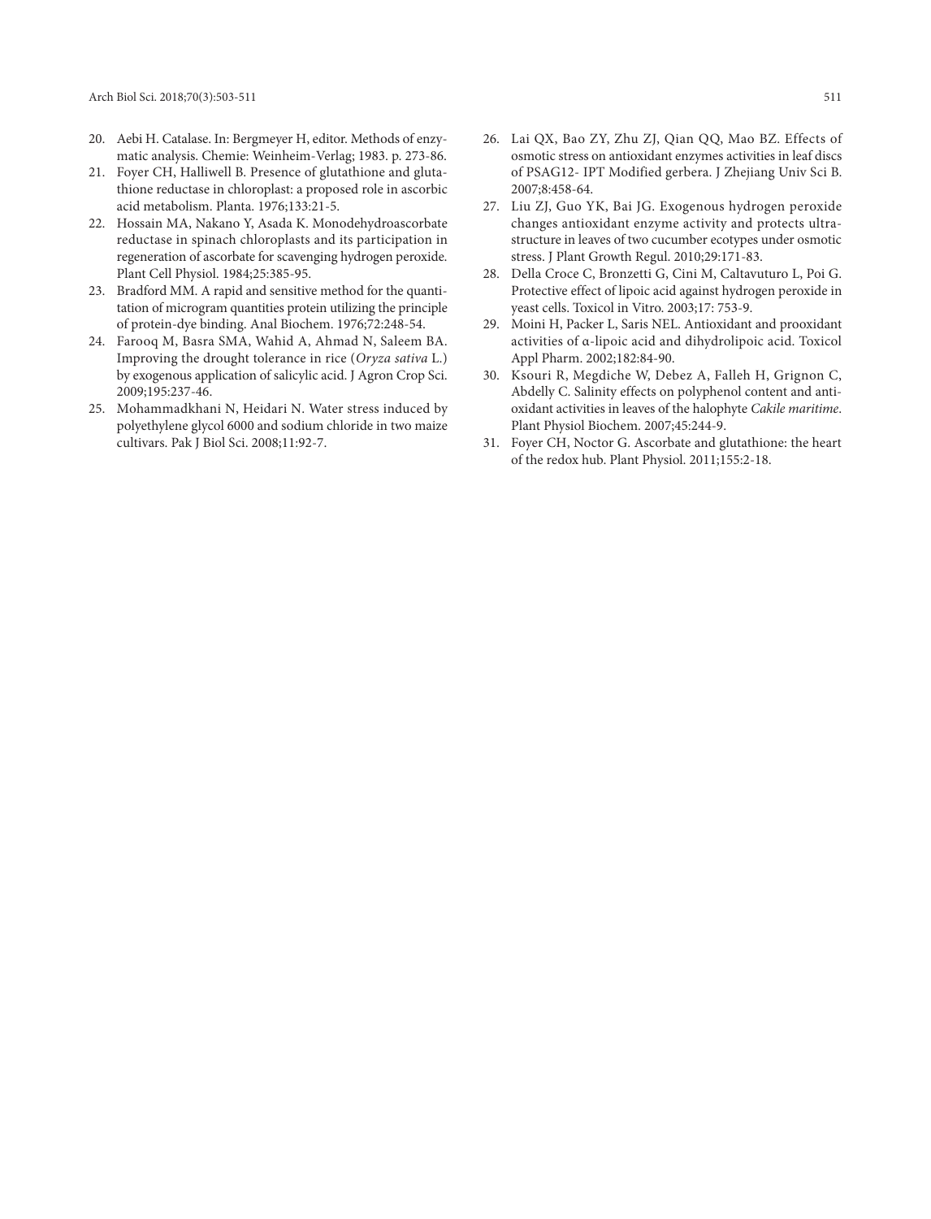20. Aebi H. Catalase. In: Bergmeyer H, editor. Methods of enzymatic analysis. Chemie: Weinheim-Verlag; 1983. p. 273-86.
21. Foyer CH, Halliwell B. Presence of glutathione and glutathione reductase in chloroplast: a proposed role in ascorbic acid metabolism. Planta. 1976;133:21-5.
22. Hossain MA, Nakano Y, Asada K. Monodehydroascorbate reductase in spinach chloroplasts and its participation in regeneration of ascorbate for scavenging hydrogen peroxide. Plant Cell Physiol. 1984;25:385-95.
23. Bradford MM. A rapid and sensitive method for the quantitation of microgram quantities protein utilizing the principle of protein-dye binding. Anal Biochem. 1976;72:248-54.
24. Farooq M, Basra SMA, Wahid A, Ahmad N, Saleem BA. Improving the drought tolerance in rice (*Oryza sativa* L.) by exogenous application of salicylic acid. J Agron Crop Sci. 2009;195:237-46.
25. Mohammadkhani N, Heidari N. Water stress induced by polyethylene glycol 6000 and sodium chloride in two maize cultivars. Pak J Biol Sci. 2008;11:92-7.
26. Lai QX, Bao ZY, Zhu ZJ, Qian QQ, Mao BZ. Effects of osmotic stress on antioxidant enzymes activities in leaf discs of PSAG12- IPT Modified gerbera. J Zhejiang Univ Sci B. 2007;8:458-64.
27. Liu ZJ, Guo YK, Bai JG. Exogenous hydrogen peroxide changes antioxidant enzyme activity and protects ultrastructure in leaves of two cucumber ecotypes under osmotic stress. J Plant Growth Regul. 2010;29:171-83.
28. Della Croce C, Bronzetti G, Cini M, Caltavuturo L, Poi G. Protective effect of lipoic acid against hydrogen peroxide in yeast cells. Toxicol in Vitro. 2003;17: 753-9.
29. Moini H, Packer L, Saris NEL. Antioxidant and prooxidant activities of α-lipoic acid and dihydrolipoic acid. Toxicol Appl Pharm. 2002;182:84-90.
30. Ksouri R, Megdiche W, Debez A, Falleh H, Grignon C, Abdelly C. Salinity effects on polyphenol content and antioxidant activities in leaves of the halophyte *Cakile maritime*. Plant Physiol Biochem. 2007;45:244-9.
31. Foyer CH, Noctor G. Ascorbate and glutathione: the heart of the redox hub. Plant Physiol. 2011;155:2-18.